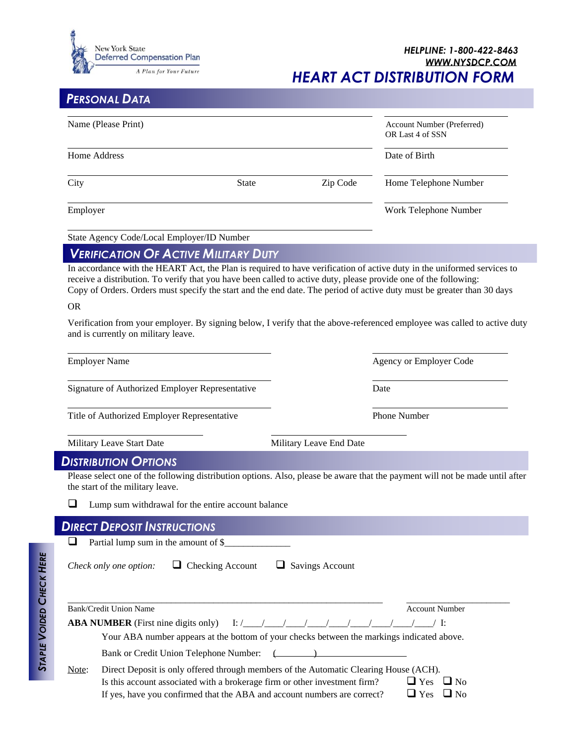New York State Deferred Compensation Plan
*A Plan for Your Future*

***HELPLINE: 1-800-422-8463***
***WWW.NYSDCP.COM***

# HEART ACT DISTRIBUTION FORM

## PERSONAL DATA

| | |
|---|---|
| Name (Please Print) | Account Number (Preferred) OR Last 4 of SSN |
| Home Address | Date of Birth |
| City State Zip Code | Home Telephone Number |
| Employer | Work Telephone Number |
| State Agency Code/Local Employer/ID Number | |

## VERIFICATION OF ACTIVE MILITARY DUTY

In accordance with the HEART Act, the Plan is required to have verification of active duty in the uniformed services to receive a distribution. To verify that you have been called to active duty, please provide one of the following:
Copy of Orders. Orders must specify the start and the end date. The period of active duty must be greater than 30 days

OR

Verification from your employer. By signing below, I verify that the above-referenced employee was called to active duty and is currently on military leave.

| | |
|---|---|
| Employer Name | Agency or Employer Code |
| Signature of Authorized Employer Representative | Date |
| Title of Authorized Employer Representative | Phone Number |
| Military Leave Start Date | Military Leave End Date |

## DISTRIBUTION OPTIONS

Please select one of the following distribution options. Also, please be aware that the payment will not be made until after the start of the military leave.

- ❑ Lump sum withdrawal for the entire account balance

## DIRECT DEPOSIT INSTRUCTIONS

- ❑ Partial lump sum in the amount of $______________

*Check only one option:* ❑ Checking Account ❑ Savings Account

________________________________________ ______________________

Bank/Credit Union Name Account Number

**ABA NUMBER** (First nine digits only) I: /____/____/____/____/____/____/____/____/____/ I:

Your ABA number appears at the bottom of your checks between the markings indicated above.

Bank or Credit Union Telephone Number: (________)____________________

Note: Direct Deposit is only offered through members of the Automatic Clearing House (ACH).
Is this account associated with a brokerage firm or other investment firm? ❑ Yes ❑ No
If yes, have you confirmed that the ABA and account numbers are correct? ❑ Yes ❑ No

*STAPLE VOIDED CHECK HERE*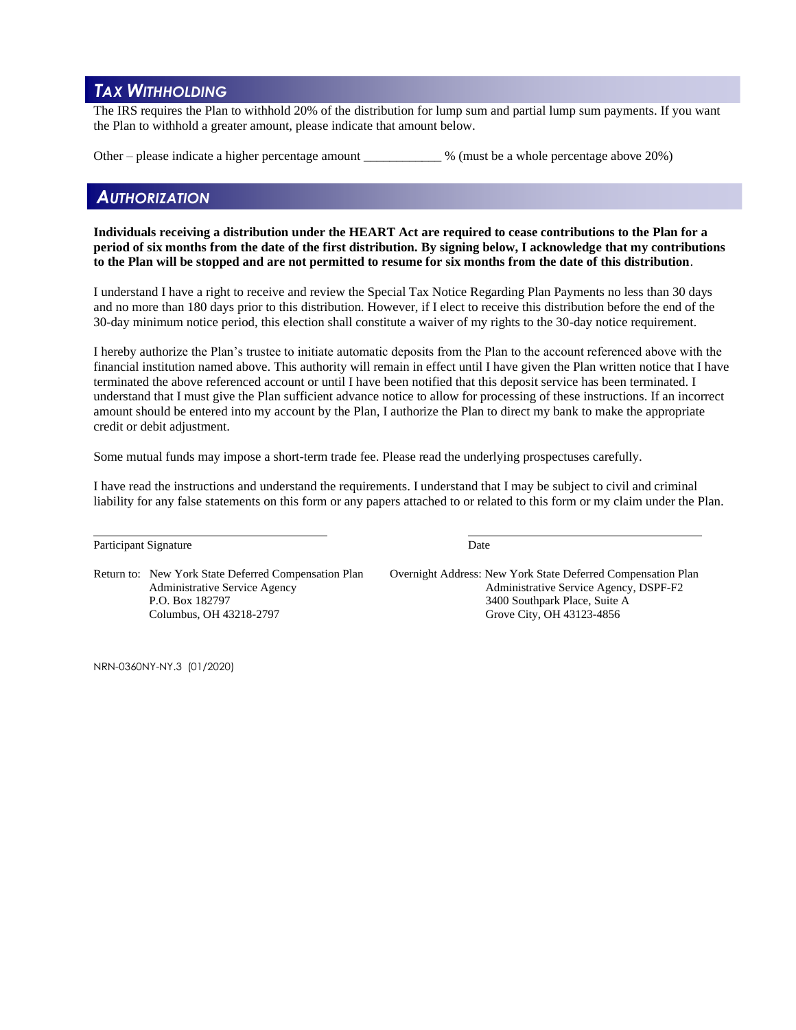## *TAX WITHHOLDING*

The IRS requires the Plan to withhold 20% of the distribution for lump sum and partial lump sum payments. If you want the Plan to withhold a greater amount, please indicate that amount below.

Other – please indicate a higher percentage amount ____________ % (must be a whole percentage above 20%)

## *AUTHORIZATION*

**Individuals receiving a distribution under the HEART Act are required to cease contributions to the Plan for a period of six months from the date of the first distribution. By signing below, I acknowledge that my contributions to the Plan will be stopped and are not permitted to resume for six months from the date of this distribution**.

I understand I have a right to receive and review the Special Tax Notice Regarding Plan Payments no less than 30 days and no more than 180 days prior to this distribution. However, if I elect to receive this distribution before the end of the 30-day minimum notice period, this election shall constitute a waiver of my rights to the 30-day notice requirement.

I hereby authorize the Plan's trustee to initiate automatic deposits from the Plan to the account referenced above with the financial institution named above. This authority will remain in effect until I have given the Plan written notice that I have terminated the above referenced account or until I have been notified that this deposit service has been terminated. I understand that I must give the Plan sufficient advance notice to allow for processing of these instructions. If an incorrect amount should be entered into my account by the Plan, I authorize the Plan to direct my bank to make the appropriate credit or debit adjustment.

Some mutual funds may impose a short-term trade fee. Please read the underlying prospectuses carefully.

I have read the instructions and understand the requirements. I understand that I may be subject to civil and criminal liability for any false statements on this form or any papers attached to or related to this form or my claim under the Plan.

_______________________________ Participant Signature

_______________________________ Date

Return to: New York State Deferred Compensation Plan
Administrative Service Agency
P.O. Box 182797
Columbus, OH 43218-2797

Overnight Address: New York State Deferred Compensation Plan
Administrative Service Agency, DSPF-F2
3400 Southpark Place, Suite A
Grove City, OH 43123-4856

NRN-0360NY-NY.3 (01/2020)